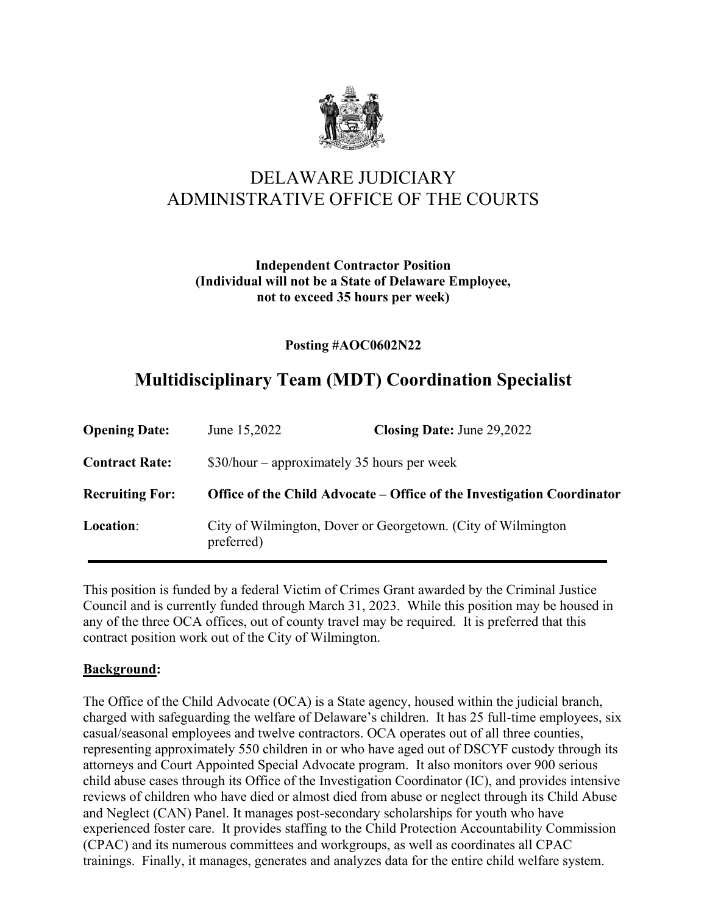# DELAWARE JUDICIARY
# ADMINISTRATIVE OFFICE OF THE COURTS

**Independent Contractor Position**
**(Individual will not be a State of Delaware Employee, not to exceed 35 hours per week)**

**Posting #AOC0602N22**

## Multidisciplinary Team (MDT) Coordination Specialist

| | | | |
|---|---|---|---|
| **Opening Date:** | June 15,2022 | **Closing Date:** June 29,2022 | |
| **Contract Rate:** | $30/hour – approximately 35 hours per week | | |
| **Recruiting For:** | **Office of the Child Advocate – Office of the Investigation Coordinator** | | |
| **Location:** | City of Wilmington, Dover or Georgetown. (City of Wilmington preferred) | | |

This position is funded by a federal Victim of Crimes Grant awarded by the Criminal Justice Council and is currently funded through March 31, 2023. While this position may be housed in any of the three OCA offices, out of county travel may be required. It is preferred that this contract position work out of the City of Wilmington.

### Background:

The Office of the Child Advocate (OCA) is a State agency, housed within the judicial branch, charged with safeguarding the welfare of Delaware's children. It has 25 full-time employees, six casual/seasonal employees and twelve contractors. OCA operates out of all three counties, representing approximately 550 children in or who have aged out of DSCYF custody through its attorneys and Court Appointed Special Advocate program. It also monitors over 900 serious child abuse cases through its Office of the Investigation Coordinator (IC), and provides intensive reviews of children who have died or almost died from abuse or neglect through its Child Abuse and Neglect (CAN) Panel. It manages post-secondary scholarships for youth who have experienced foster care. It provides staffing to the Child Protection Accountability Commission (CPAC) and its numerous committees and workgroups, as well as coordinates all CPAC trainings. Finally, it manages, generates and analyzes data for the entire child welfare system.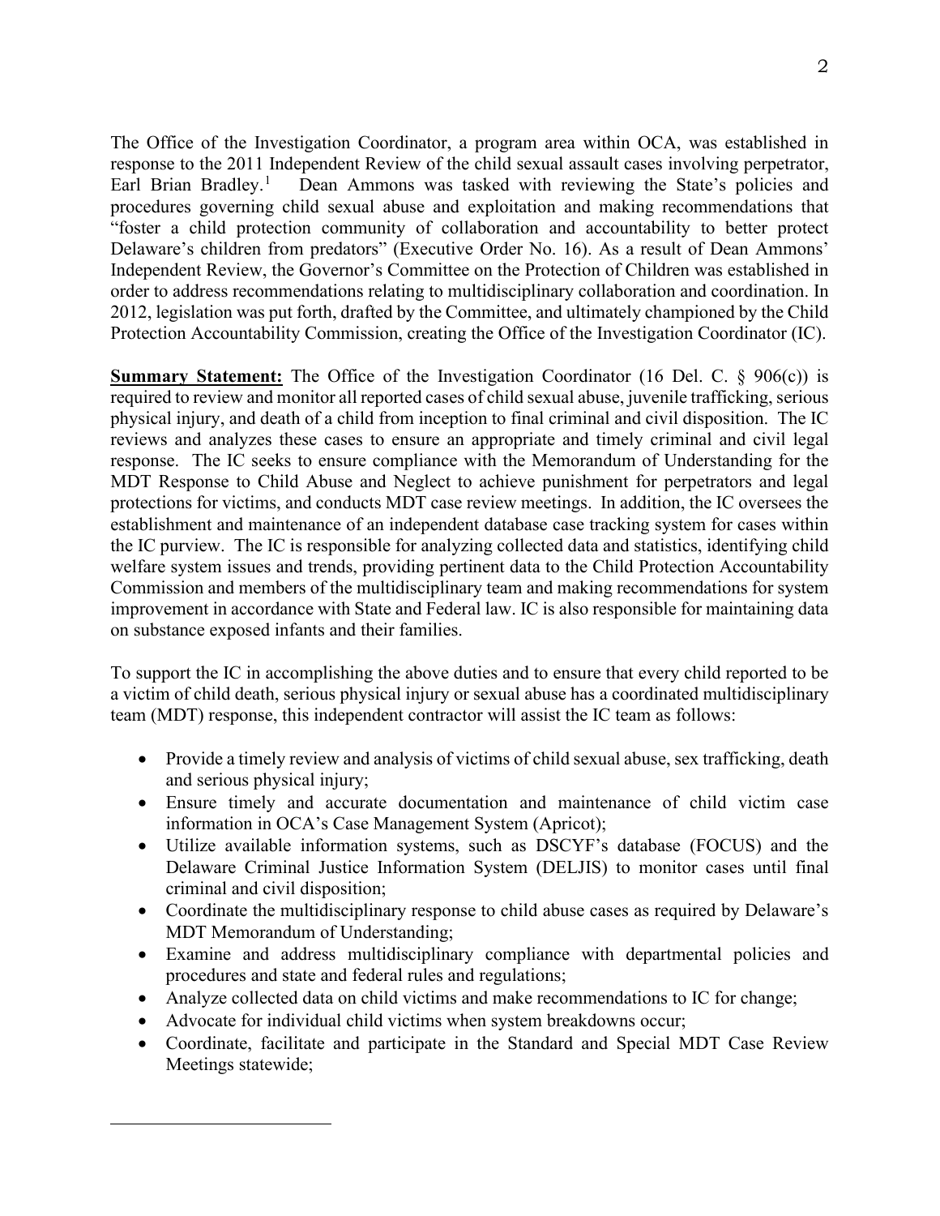The Office of the Investigation Coordinator, a program area within OCA, was established in response to the 2011 Independent Review of the child sexual assault cases involving perpetrator, Earl Brian Bradley.[1] Dean Ammons was tasked with reviewing the State's policies and procedures governing child sexual abuse and exploitation and making recommendations that "foster a child protection community of collaboration and accountability to better protect Delaware's children from predators" (Executive Order No. 16). As a result of Dean Ammons' Independent Review, the Governor's Committee on the Protection of Children was established in order to address recommendations relating to multidisciplinary collaboration and coordination. In 2012, legislation was put forth, drafted by the Committee, and ultimately championed by the Child Protection Accountability Commission, creating the Office of the Investigation Coordinator (IC).

**Summary Statement:** The Office of the Investigation Coordinator (16 Del. C. § 906(c)) is required to review and monitor all reported cases of child sexual abuse, juvenile trafficking, serious physical injury, and death of a child from inception to final criminal and civil disposition. The IC reviews and analyzes these cases to ensure an appropriate and timely criminal and civil legal response. The IC seeks to ensure compliance with the Memorandum of Understanding for the MDT Response to Child Abuse and Neglect to achieve punishment for perpetrators and legal protections for victims, and conducts MDT case review meetings. In addition, the IC oversees the establishment and maintenance of an independent database case tracking system for cases within the IC purview. The IC is responsible for analyzing collected data and statistics, identifying child welfare system issues and trends, providing pertinent data to the Child Protection Accountability Commission and members of the multidisciplinary team and making recommendations for system improvement in accordance with State and Federal law. IC is also responsible for maintaining data on substance exposed infants and their families.

To support the IC in accomplishing the above duties and to ensure that every child reported to be a victim of child death, serious physical injury or sexual abuse has a coordinated multidisciplinary team (MDT) response, this independent contractor will assist the IC team as follows:

- Provide a timely review and analysis of victims of child sexual abuse, sex trafficking, death and serious physical injury;
- Ensure timely and accurate documentation and maintenance of child victim case information in OCA's Case Management System (Apricot);
- Utilize available information systems, such as DSCYF's database (FOCUS) and the Delaware Criminal Justice Information System (DELJIS) to monitor cases until final criminal and civil disposition;
- Coordinate the multidisciplinary response to child abuse cases as required by Delaware's MDT Memorandum of Understanding;
- Examine and address multidisciplinary compliance with departmental policies and procedures and state and federal rules and regulations;
- Analyze collected data on child victims and make recommendations to IC for change;
- Advocate for individual child victims when system breakdowns occur;
- Coordinate, facilitate and participate in the Standard and Special MDT Case Review Meetings statewide;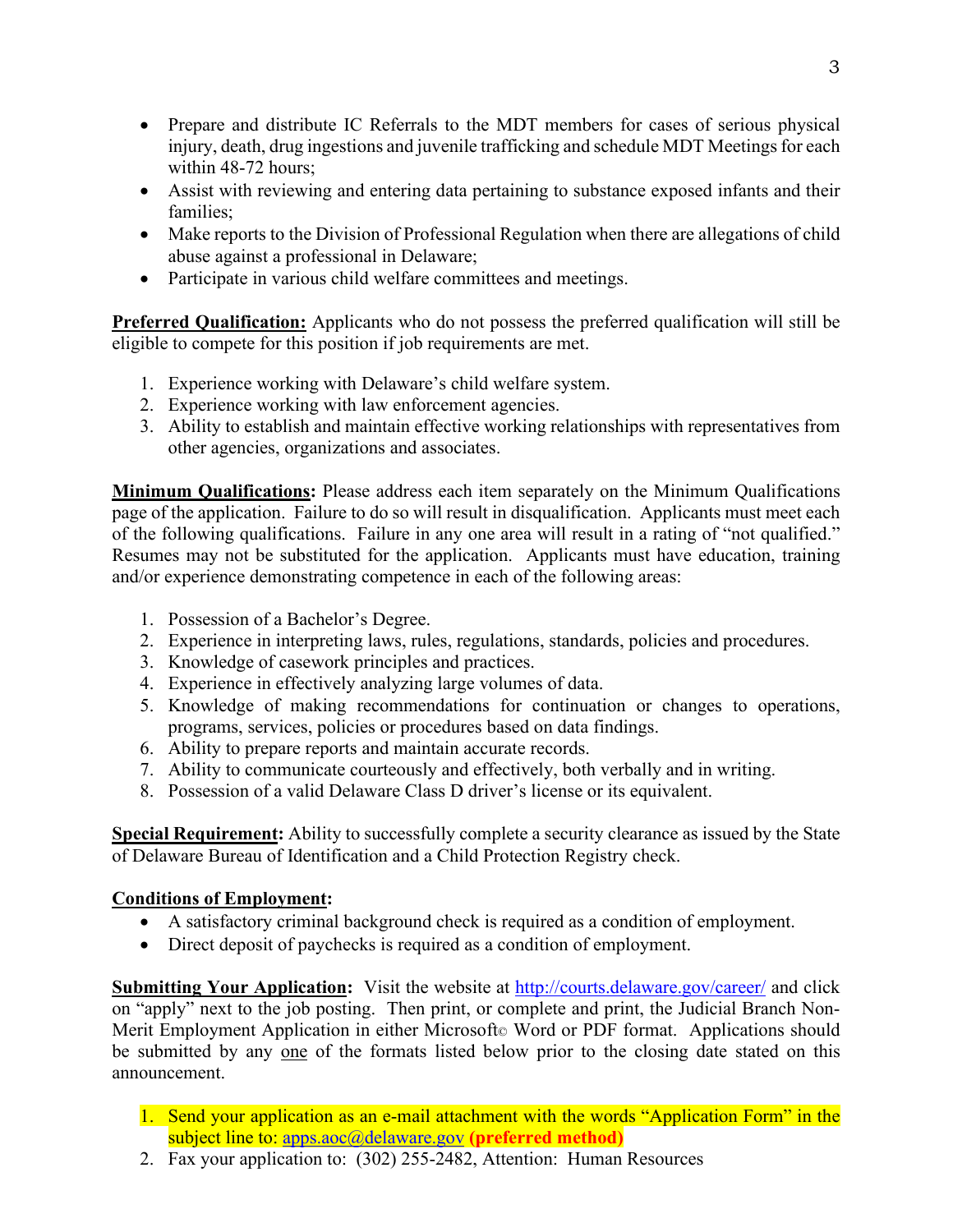- Prepare and distribute IC Referrals to the MDT members for cases of serious physical injury, death, drug ingestions and juvenile trafficking and schedule MDT Meetings for each within 48-72 hours;
- Assist with reviewing and entering data pertaining to substance exposed infants and their families;
- Make reports to the Division of Professional Regulation when there are allegations of child abuse against a professional in Delaware;
- Participate in various child welfare committees and meetings.

**Preferred Qualification:** Applicants who do not possess the preferred qualification will still be eligible to compete for this position if job requirements are met.

1. Experience working with Delaware's child welfare system.
2. Experience working with law enforcement agencies.
3. Ability to establish and maintain effective working relationships with representatives from other agencies, organizations and associates.

**Minimum Qualifications:** Please address each item separately on the Minimum Qualifications page of the application. Failure to do so will result in disqualification. Applicants must meet each of the following qualifications. Failure in any one area will result in a rating of "not qualified." Resumes may not be substituted for the application. Applicants must have education, training and/or experience demonstrating competence in each of the following areas:

1. Possession of a Bachelor's Degree.
2. Experience in interpreting laws, rules, regulations, standards, policies and procedures.
3. Knowledge of casework principles and practices.
4. Experience in effectively analyzing large volumes of data.
5. Knowledge of making recommendations for continuation or changes to operations, programs, services, policies or procedures based on data findings.
6. Ability to prepare reports and maintain accurate records.
7. Ability to communicate courteously and effectively, both verbally and in writing.
8. Possession of a valid Delaware Class D driver's license or its equivalent.

**Special Requirement:** Ability to successfully complete a security clearance as issued by the State of Delaware Bureau of Identification and a Child Protection Registry check.

**Conditions of Employment:**

- A satisfactory criminal background check is required as a condition of employment.
- Direct deposit of paychecks is required as a condition of employment.

**Submitting Your Application:** Visit the website at http://courts.delaware.gov/career/ and click on "apply" next to the job posting. Then print, or complete and print, the Judicial Branch Non-Merit Employment Application in either Microsoft© Word or PDF format. Applications should be submitted by any one of the formats listed below prior to the closing date stated on this announcement.

1. Send your application as an e-mail attachment with the words "Application Form" in the subject line to: apps.aoc@delaware.gov **(preferred method)**
2. Fax your application to: (302) 255-2482, Attention: Human Resources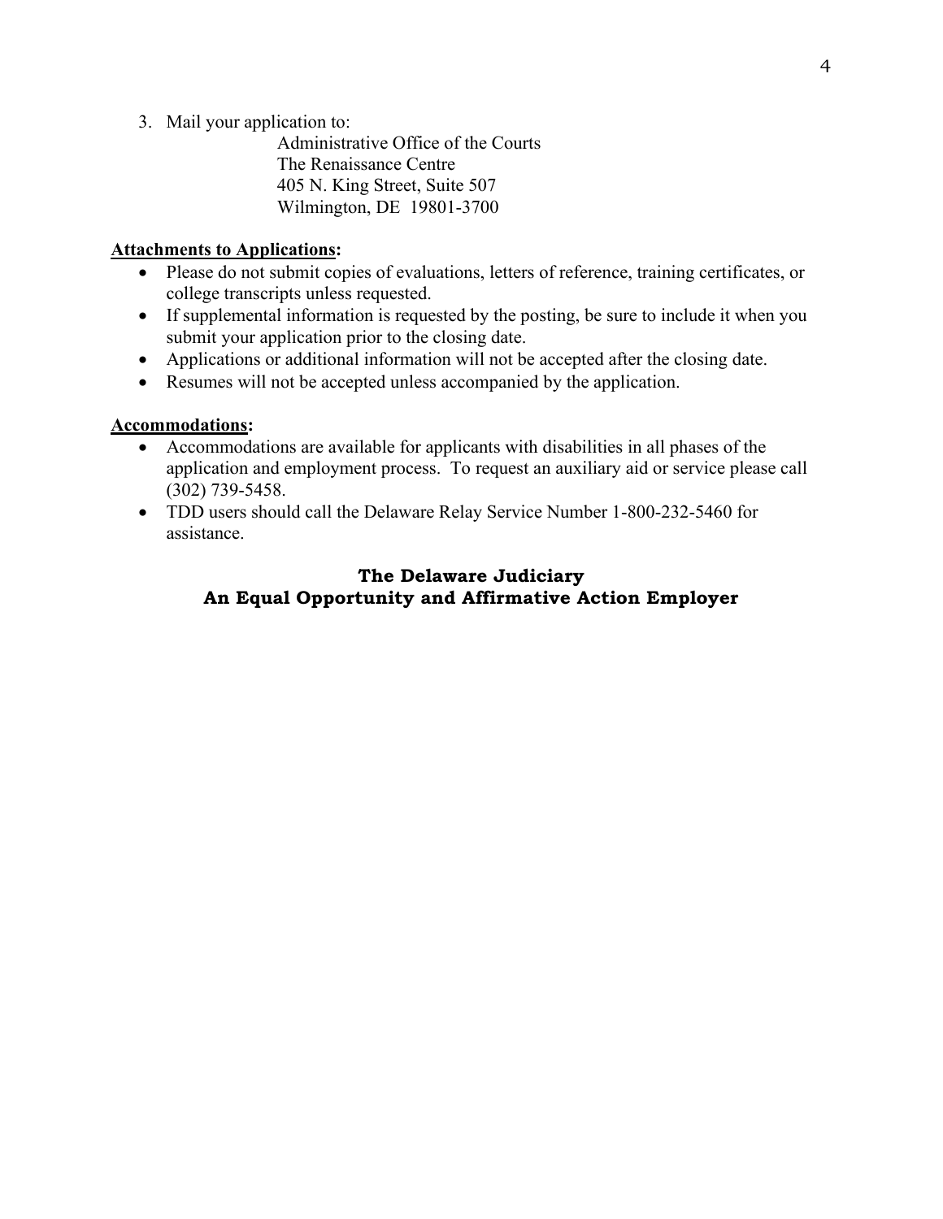3. Mail your application to:

   Administrative Office of the Courts
   The Renaissance Centre
   405 N. King Street, Suite 507
   Wilmington, DE  19801-3700

**Attachments to Applications:**

- Please do not submit copies of evaluations, letters of reference, training certificates, or college transcripts unless requested.
- If supplemental information is requested by the posting, be sure to include it when you submit your application prior to the closing date.
- Applications or additional information will not be accepted after the closing date.
- Resumes will not be accepted unless accompanied by the application.

**Accommodations:**

- Accommodations are available for applicants with disabilities in all phases of the application and employment process.  To request an auxiliary aid or service please call (302) 739-5458.
- TDD users should call the Delaware Relay Service Number 1-800-232-5460 for assistance.

**The Delaware Judiciary**
**An Equal Opportunity and Affirmative Action Employer**